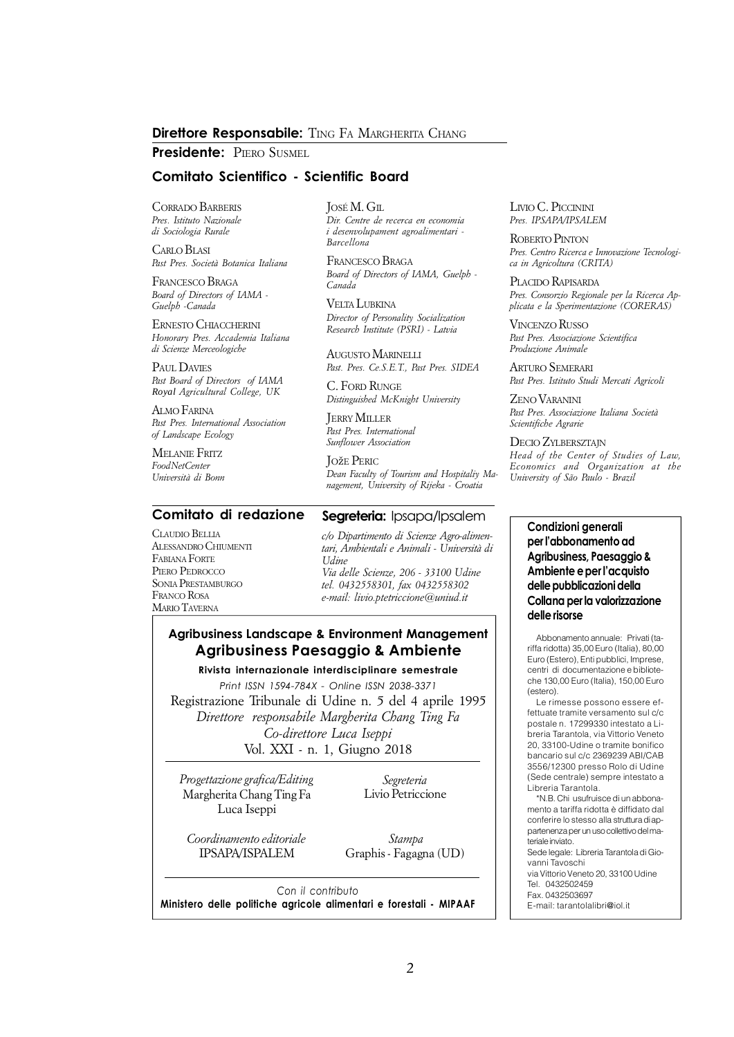**Direttore Responsabile:** Ting Fa Margherita Chang

**Presidente:** Piero Susmel

## Comitato Scientifico - Scientific Board

Corrado Barberis
*Pres. Istituto Nazionale di Sociologia Rurale*

Carlo Blasi
*Past Pres. Società Botanica Italiana*

Francesco Braga
*Board of Directors of IAMA - Guelph -Canada*

Ernesto Chiaccherini
*Honorary Pres. Accademia Italiana di Scienze Merceologiche*

Paul Davies
*Past Board of Directors of IAMA Royal Agricultural College, UK*

Almo Farina
*Past Pres. International Association of Landscape Ecology*

Melanie Fritz
*FoodNetCenter Università di Bonn*

José M. Gil
*Dir. Centre de recerca en economia i desenvolupament agroalimentari - Barcellona*

Francesco Braga
*Board of Directors of IAMA, Guelph - Canada*

Velta Lubkina
*Director of Personality Socialization Research Institute (PSRI) - Latvia*

Augusto Marinelli
*Past. Pres. Ce.S.E.T., Past Pres. SIDEA*

C. Ford Runge
*Distinguished McKnight University*

Jerry Miller
*Past Pres. International Sunflower Association*

Jože Peric
*Dean Faculty of Tourism and Hospitality Management, University of Rijeka - Croatia*

Livio C. Piccinini
*Pres. IPSAPA/IPSALEM*

Roberto Pinton
*Pres. Centro Ricerca e Innovazione Tecnologica in Agricoltura (CRITA)*

Placido Rapisarda
*Pres. Consorzio Regionale per la Ricerca Applicata e la Sperimentazione (CORERAS)*

Vincenzo Russo
*Past Pres. Associazione Scientifica Produzione Animale*

Arturo Semerari
*Past Pres. Istituto Studi Mercati Agricoli*

Zeno Varanini
*Past Pres. Associazione Italiana Società Scientifiche Agrarie*

Decio Zylbersztajn
*Head of the Center of Studies of Law, Economics and Organization at the University of São Paulo - Brazil*

## Comitato di redazione

Claudio Bellia
Alessandro Chiumenti
Fabiana Forte
Piero Pedrocco
Sonia Prestamburgo
Franco Rosa
Mario Taverna

## Segreteria: Ipsapa/Ipsalem

*c/o Dipartimento di Scienze Agro-alimentari, Ambientali e Animali - Università di Udine*
*Via delle Scienze, 206 - 33100 Udine*
*tel. 0432558301, fax 0432558302*
*e-mail: livio.ptetriccione@uniud.it*

**Agribusiness Landscape & Environment Management**
**Agribusiness Paesaggio & Ambiente**

**Rivista internazionale interdisciplinare semestrale**

*Print ISSN 1594-784X - Online ISSN 2038-3371*

Registrazione Tribunale di Udine n. 5 del 4 aprile 1995
*Direttore responsabile Margherita Chang Ting Fa*
*Co-direttore Luca Iseppi*
Vol. XXI - n. 1, Giugno 2018

*Progettazione grafica/Editing*
Margherita Chang Ting Fa
Luca Iseppi

*Segreteria*
Livio Petriccione

*Coordinamento editoriale*
IPSAPA/ISPALEM

*Stampa*
Graphis - Fagagna (UD)

*Con il contributo*
**Ministero delle politiche agricole alimentari e forestali - MIPAAF**

**Condizioni generali per l'abbonamento ad Agribusiness, Paesaggio & Ambiente e per l'acquisto delle pubblicazioni della Collana per la valorizzazione delle risorse**

Abbonamento annuale: Privati (tariffa ridotta) 35,00 Euro (Italia), 80,00 Euro (Estero), Enti pubblici, Imprese, centri di documentazione e biblioteche 130,00 Euro (Italia), 150,00 Euro (estero).

Le rimesse possono essere effettuate tramite versamento sul c/c postale n. 17299330 intestato a Libreria Tarantola, via Vittorio Veneto 20, 33100-Udine o tramite bonifico bancario sul c/c 2369239 ABI/CAB 3556/12300 presso Rolo di Udine (Sede centrale) sempre intestato a Libreria Tarantola.

*N.B. Chi usufruisce di un abbonamento a tariffa ridotta è diffidato dal conferire lo stesso alla struttura di appartenenza per un uso collettivo del materiale inviato.

Sede legale: Libreria Tarantola di Giovanni Tavoschi
via Vittorio Veneto 20, 33100 Udine
Tel. 0432502459
Fax. 0432503697
E-mail: tarantolalibri@iol.it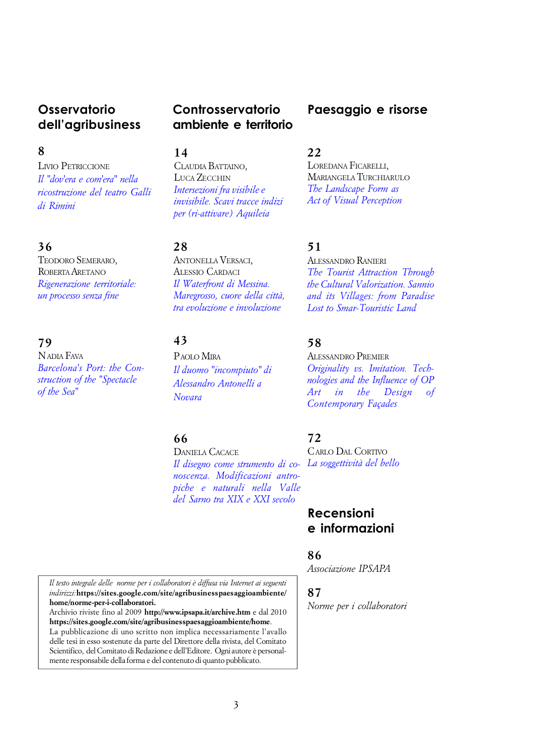## Osservatorio dell'agribusiness

**8**
Livio Petriccione
*Il "dov'era e com'era" nella ricostruzione del teatro Galli di Rimini*

**36**
Teodoro Semeraro, Roberta Aretano
*Rigenerazione territoriale: un processo senza fine*

**79**
Nadia Fava
*Barcelona's Port: the Construction of the "Spectacle of the Sea"*

## Controsservatorio ambiente e territorio

**14**
Claudia Battaino, Luca Zecchin
*Intersezioni fra visibile e invisibile. Scavi tracce indizi per (ri-attivare) Aquileia*

**28**
Antonella Versaci, Alessio Cardaci
*Il Waterfront di Messina. Maregrosso, cuore della città, tra evoluzione e involuzione*

**43**
Paolo Mira
*Il duomo "incompiuto" di Alessandro Antonelli a Novara*

**66**
Daniela Cacace
*Il disegno come strumento di conoscenza. Modificazioni antropiche e naturali nella Valle del Sarno tra XIX e XXI secolo*

## Paesaggio e risorse

**22**
Loredana Ficarelli, Mariangela Turchiarulo
*The Landscape Form as Act of Visual Perception*

**51**
Alessandro Ranieri
*The Tourist Attraction Through the Cultural Valorization. Sannio and its Villages: from Paradise Lost to Smar-Touristic Land*

**58**
Alessandro Premier
*Originality vs. Imitation. Technologies and the Influence of OP Art in the Design of Contemporary Façades*

**72**
Carlo Dal Cortivo
*La soggettività del bello*

## Recensioni e informazioni

**86**
*Associazione IPSAPA*

**87**
*Norme per i collaboratori*

*Il testo integrale delle norme per i collaboratori è diffusa via Internet ai seguenti indirizzi:* **https://sites.google.com/site/agribusinesspaesaggioambiente/home/norme-per-i-collaboratori.**
Archivio riviste fino al 2009 **http://www.ipsapa.it/archive.htm** e dal 2010 **https://sites.google.com/site/agribusinesspaesaggioambiente/home**.
La pubblicazione di uno scritto non implica necessariamente l'avallo delle tesi in esso sostenute da parte del Direttore della rivista, del Comitato Scientifico, del Comitato di Redazione e dell'Editore. Ogni autore è personalmente responsabile della forma e del contenuto di quanto pubblicato.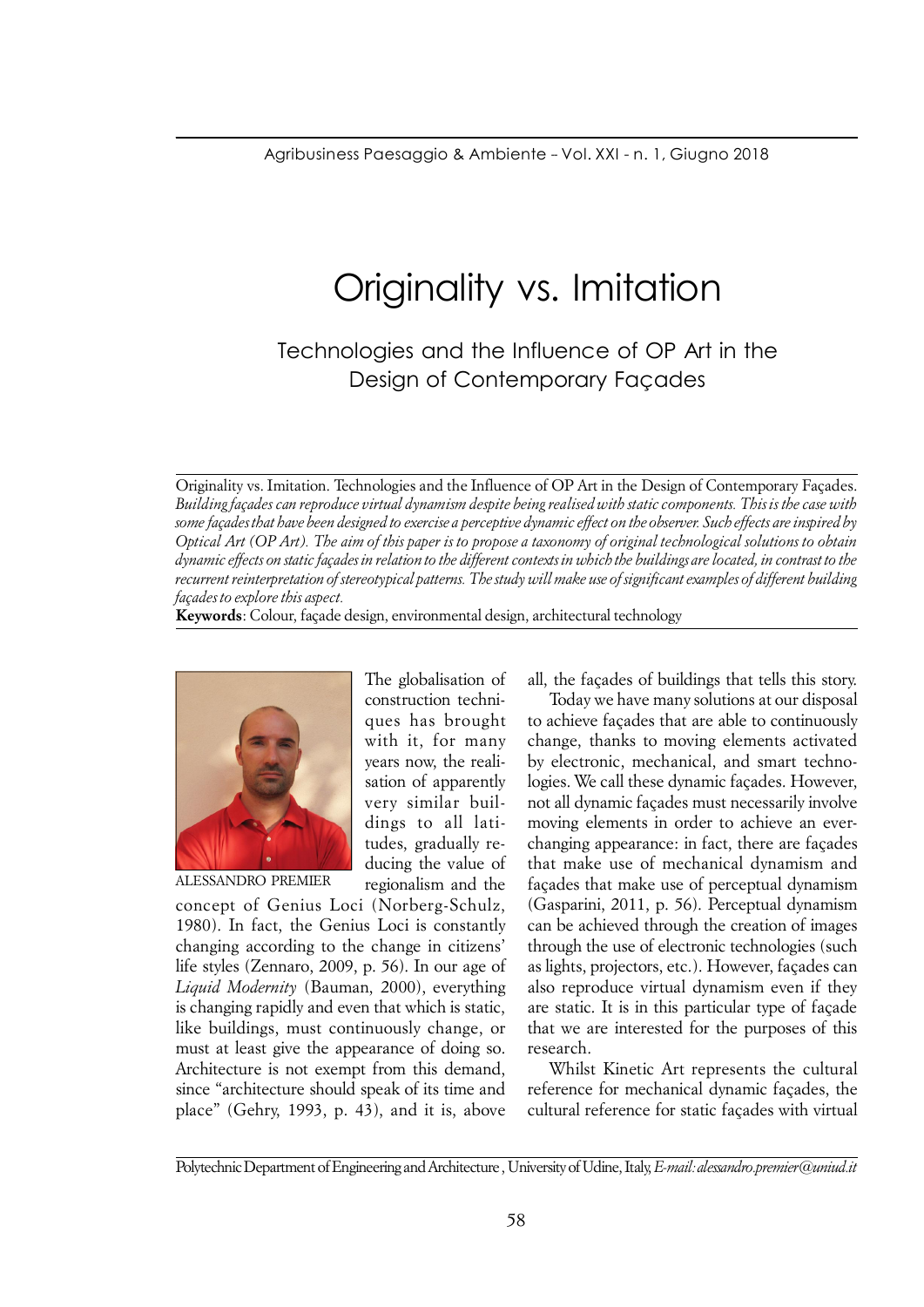# Originality vs. Imitation

## Technologies and the Influence of OP Art in the Design of Contemporary Façades

Originality vs. Imitation. Technologies and the Influence of OP Art in the Design of Contemporary Façades. *Building façades can reproduce virtual dynamism despite being realised with static components. This is the case with some façades that have been designed to exercise a perceptive dynamic effect on the observer. Such effects are inspired by Optical Art (OP Art). The aim of this paper is to propose a taxonomy of original technological solutions to obtain dynamic effects on static façades in relation to the different contexts in which the buildings are located, in contrast to the recurrent reinterpretation of stereotypical patterns. The study will make use of significant examples of different building façades to explore this aspect.*

**Keywords**: Colour, façade design, environmental design, architectural technology

ALESSANDRO PREMIER

The globalisation of construction techniques has brought with it, for many years now, the realisation of apparently very similar buildings to all latitudes, gradually reducing the value of regionalism and the concept of Genius Loci (Norberg-Schulz, 1980). In fact, the Genius Loci is constantly changing according to the change in citizens' life styles (Zennaro, 2009, p. 56). In our age of *Liquid Modernity* (Bauman, 2000), everything is changing rapidly and even that which is static, like buildings, must continuously change, or must at least give the appearance of doing so. Architecture is not exempt from this demand, since "architecture should speak of its time and place" (Gehry, 1993, p. 43), and it is, above all, the façades of buildings that tells this story.

Today we have many solutions at our disposal to achieve façades that are able to continuously change, thanks to moving elements activated by electronic, mechanical, and smart technologies. We call these dynamic façades. However, not all dynamic façades must necessarily involve moving elements in order to achieve an ever-changing appearance: in fact, there are façades that make use of mechanical dynamism and façades that make use of perceptual dynamism (Gasparini, 2011, p. 56). Perceptual dynamism can be achieved through the creation of images through the use of electronic technologies (such as lights, projectors, etc.). However, façades can also reproduce virtual dynamism even if they are static. It is in this particular type of façade that we are interested for the purposes of this research.

Whilst Kinetic Art represents the cultural reference for mechanical dynamic façades, the cultural reference for static façades with virtual

Polytechnic Department of Engineering and Architecture , University of Udine, Italy, *E-mail: alessandro.premier@uniud.it*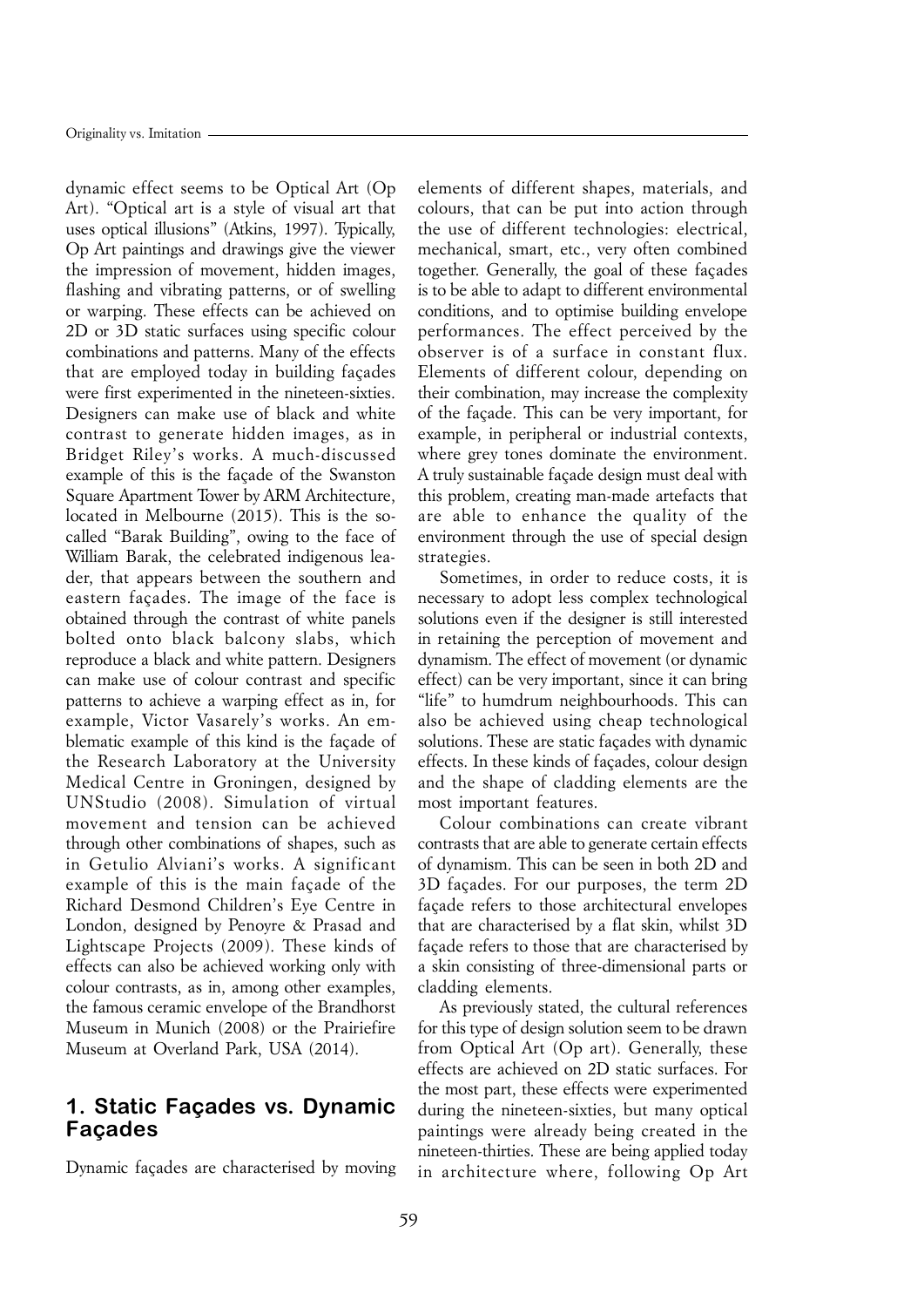dynamic effect seems to be Optical Art (Op Art). "Optical art is a style of visual art that uses optical illusions" (Atkins, 1997). Typically, Op Art paintings and drawings give the viewer the impression of movement, hidden images, flashing and vibrating patterns, or of swelling or warping. These effects can be achieved on 2D or 3D static surfaces using specific colour combinations and patterns. Many of the effects that are employed today in building façades were first experimented in the nineteen-sixties. Designers can make use of black and white contrast to generate hidden images, as in Bridget Riley's works. A much-discussed example of this is the façade of the Swanston Square Apartment Tower by ARM Architecture, located in Melbourne (2015). This is the so-called "Barak Building", owing to the face of William Barak, the celebrated indigenous leader, that appears between the southern and eastern façades. The image of the face is obtained through the contrast of white panels bolted onto black balcony slabs, which reproduce a black and white pattern. Designers can make use of colour contrast and specific patterns to achieve a warping effect as in, for example, Victor Vasarely's works. An emblematic example of this kind is the façade of the Research Laboratory at the University Medical Centre in Groningen, designed by UNStudio (2008). Simulation of virtual movement and tension can be achieved through other combinations of shapes, such as in Getulio Alviani's works. A significant example of this is the main façade of the Richard Desmond Children's Eye Centre in London, designed by Penoyre & Prasad and Lightscape Projects (2009). These kinds of effects can also be achieved working only with colour contrasts, as in, among other examples, the famous ceramic envelope of the Brandhorst Museum in Munich (2008) or the Prairiefire Museum at Overland Park, USA (2014).

## 1. Static Façades vs. Dynamic Façades

Dynamic façades are characterised by moving elements of different shapes, materials, and colours, that can be put into action through the use of different technologies: electrical, mechanical, smart, etc., very often combined together. Generally, the goal of these façades is to be able to adapt to different environmental conditions, and to optimise building envelope performances. The effect perceived by the observer is of a surface in constant flux. Elements of different colour, depending on their combination, may increase the complexity of the façade. This can be very important, for example, in peripheral or industrial contexts, where grey tones dominate the environment. A truly sustainable façade design must deal with this problem, creating man-made artefacts that are able to enhance the quality of the environment through the use of special design strategies.

Sometimes, in order to reduce costs, it is necessary to adopt less complex technological solutions even if the designer is still interested in retaining the perception of movement and dynamism. The effect of movement (or dynamic effect) can be very important, since it can bring "life" to humdrum neighbourhoods. This can also be achieved using cheap technological solutions. These are static façades with dynamic effects. In these kinds of façades, colour design and the shape of cladding elements are the most important features.

Colour combinations can create vibrant contrasts that are able to generate certain effects of dynamism. This can be seen in both 2D and 3D façades. For our purposes, the term 2D façade refers to those architectural envelopes that are characterised by a flat skin, whilst 3D façade refers to those that are characterised by a skin consisting of three-dimensional parts or cladding elements.

As previously stated, the cultural references for this type of design solution seem to be drawn from Optical Art (Op art). Generally, these effects are achieved on 2D static surfaces. For the most part, these effects were experimented during the nineteen-sixties, but many optical paintings were already being created in the nineteen-thirties. These are being applied today in architecture where, following Op Art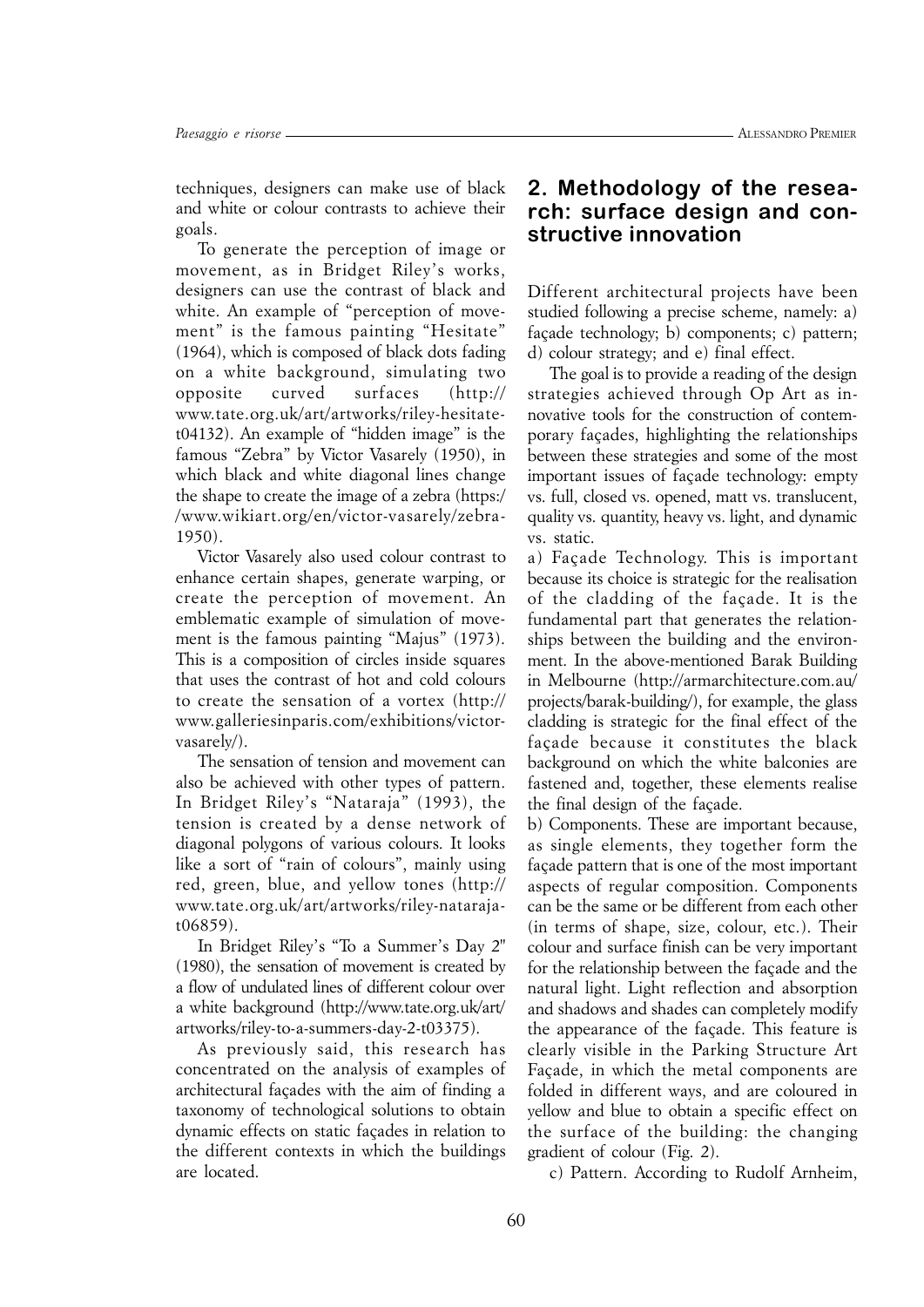techniques, designers can make use of black and white or colour contrasts to achieve their goals.

To generate the perception of image or movement, as in Bridget Riley's works, designers can use the contrast of black and white. An example of "perception of movement" is the famous painting "Hesitate" (1964), which is composed of black dots fading on a white background, simulating two opposite curved surfaces (http://www.tate.org.uk/art/artworks/riley-hesitate-t04132). An example of "hidden image" is the famous "Zebra" by Victor Vasarely (1950), in which black and white diagonal lines change the shape to create the image of a zebra (https://www.wikiart.org/en/victor-vasarely/zebra-1950).

Victor Vasarely also used colour contrast to enhance certain shapes, generate warping, or create the perception of movement. An emblematic example of simulation of movement is the famous painting "Majus" (1973). This is a composition of circles inside squares that uses the contrast of hot and cold colours to create the sensation of a vortex (http://www.galleriesinparis.com/exhibitions/victor-vasarely/).

The sensation of tension and movement can also be achieved with other types of pattern. In Bridget Riley's "Nataraja" (1993), the tension is created by a dense network of diagonal polygons of various colours. It looks like a sort of "rain of colours", mainly using red, green, blue, and yellow tones (http://www.tate.org.uk/art/artworks/riley-nataraja-t06859).

In Bridget Riley's "To a Summer's Day 2" (1980), the sensation of movement is created by a flow of undulated lines of different colour over a white background (http://www.tate.org.uk/art/artworks/riley-to-a-summers-day-2-t03375).

As previously said, this research has concentrated on the analysis of examples of architectural façades with the aim of finding a taxonomy of technological solutions to obtain dynamic effects on static façades in relation to the different contexts in which the buildings are located.

## 2. Methodology of the research: surface design and constructive innovation

Different architectural projects have been studied following a precise scheme, namely: a) façade technology; b) components; c) pattern; d) colour strategy; and e) final effect.

The goal is to provide a reading of the design strategies achieved through Op Art as innovative tools for the construction of contemporary façades, highlighting the relationships between these strategies and some of the most important issues of façade technology: empty vs. full, closed vs. opened, matt vs. translucent, quality vs. quantity, heavy vs. light, and dynamic vs. static.

a) Façade Technology. This is important because its choice is strategic for the realisation of the cladding of the façade. It is the fundamental part that generates the relationships between the building and the environment. In the above-mentioned Barak Building in Melbourne (http://armarchitecture.com.au/projects/barak-building/), for example, the glass cladding is strategic for the final effect of the façade because it constitutes the black background on which the white balconies are fastened and, together, these elements realise the final design of the façade.

b) Components. These are important because, as single elements, they together form the façade pattern that is one of the most important aspects of regular composition. Components can be the same or be different from each other (in terms of shape, size, colour, etc.). Their colour and surface finish can be very important for the relationship between the façade and the natural light. Light reflection and absorption and shadows and shades can completely modify the appearance of the façade. This feature is clearly visible in the Parking Structure Art Façade, in which the metal components are folded in different ways, and are coloured in yellow and blue to obtain a specific effect on the surface of the building: the changing gradient of colour (Fig. 2).

c) Pattern. According to Rudolf Arnheim,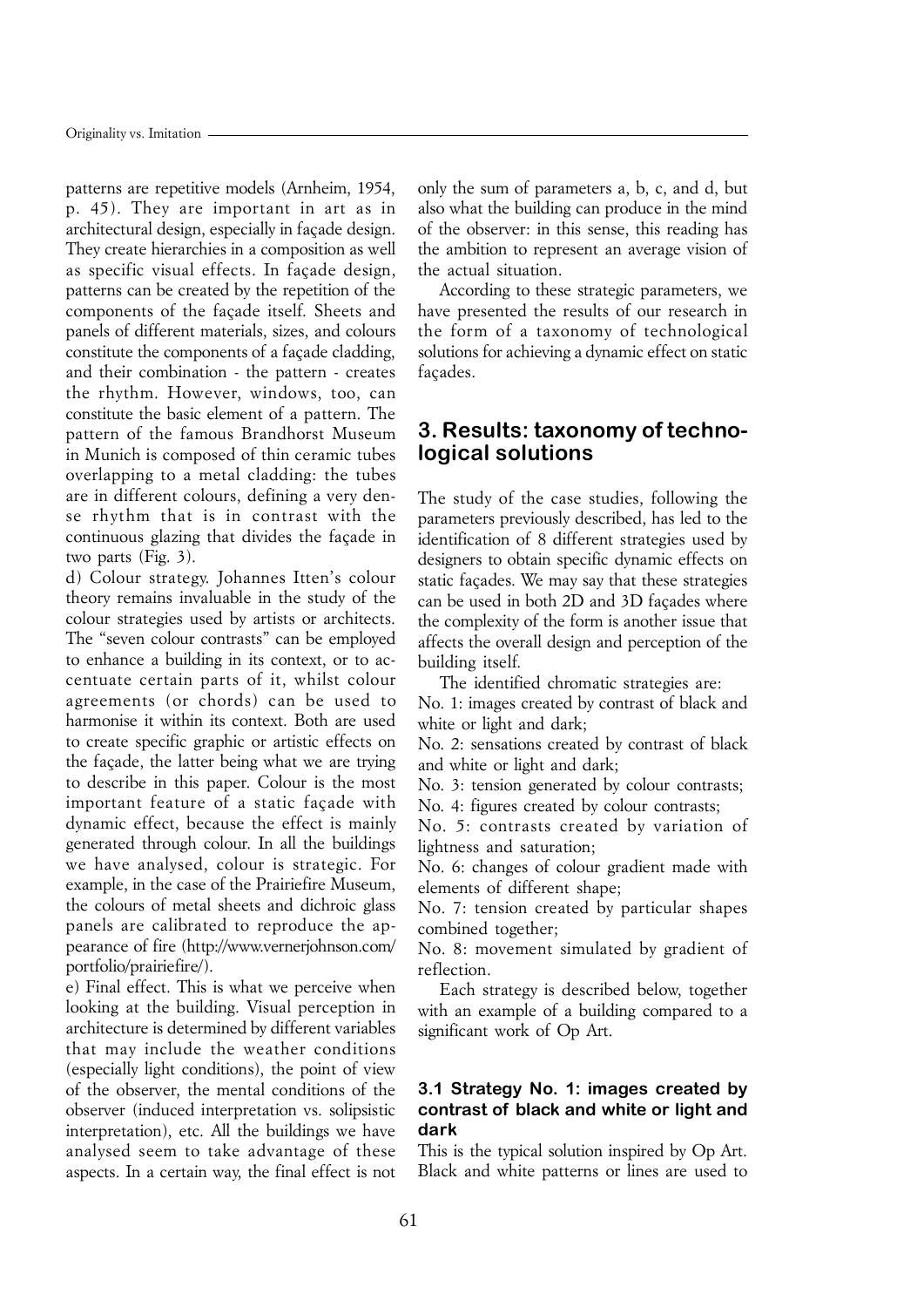patterns are repetitive models (Arnheim, 1954, p. 45). They are important in art as in architectural design, especially in façade design. They create hierarchies in a composition as well as specific visual effects. In façade design, patterns can be created by the repetition of the components of the façade itself. Sheets and panels of different materials, sizes, and colours constitute the components of a façade cladding, and their combination - the pattern - creates the rhythm. However, windows, too, can constitute the basic element of a pattern. The pattern of the famous Brandhorst Museum in Munich is composed of thin ceramic tubes overlapping to a metal cladding: the tubes are in different colours, defining a very dense rhythm that is in contrast with the continuous glazing that divides the façade in two parts (Fig. 3).

d) Colour strategy. Johannes Itten's colour theory remains invaluable in the study of the colour strategies used by artists or architects. The "seven colour contrasts" can be employed to enhance a building in its context, or to accentuate certain parts of it, whilst colour agreements (or chords) can be used to harmonise it within its context. Both are used to create specific graphic or artistic effects on the façade, the latter being what we are trying to describe in this paper. Colour is the most important feature of a static façade with dynamic effect, because the effect is mainly generated through colour. In all the buildings we have analysed, colour is strategic. For example, in the case of the Prairiefire Museum, the colours of metal sheets and dichroic glass panels are calibrated to reproduce the appearance of fire (http://www.vernerjohnson.com/portfolio/prairiefire/).

e) Final effect. This is what we perceive when looking at the building. Visual perception in architecture is determined by different variables that may include the weather conditions (especially light conditions), the point of view of the observer, the mental conditions of the observer (induced interpretation vs. solipsistic interpretation), etc. All the buildings we have analysed seem to take advantage of these aspects. In a certain way, the final effect is not only the sum of parameters a, b, c, and d, but also what the building can produce in the mind of the observer: in this sense, this reading has the ambition to represent an average vision of the actual situation.

According to these strategic parameters, we have presented the results of our research in the form of a taxonomy of technological solutions for achieving a dynamic effect on static façades.

## 3. Results: taxonomy of technological solutions

The study of the case studies, following the parameters previously described, has led to the identification of 8 different strategies used by designers to obtain specific dynamic effects on static façades. We may say that these strategies can be used in both 2D and 3D façades where the complexity of the form is another issue that affects the overall design and perception of the building itself.

The identified chromatic strategies are:

No. 1: images created by contrast of black and white or light and dark;

No. 2: sensations created by contrast of black and white or light and dark;

No. 3: tension generated by colour contrasts;

No. 4: figures created by colour contrasts;

No. 5: contrasts created by variation of lightness and saturation;

No. 6: changes of colour gradient made with elements of different shape;

No. 7: tension created by particular shapes combined together;

No. 8: movement simulated by gradient of reflection.

Each strategy is described below, together with an example of a building compared to a significant work of Op Art.

### 3.1 Strategy No. 1: images created by contrast of black and white or light and dark

This is the typical solution inspired by Op Art. Black and white patterns or lines are used to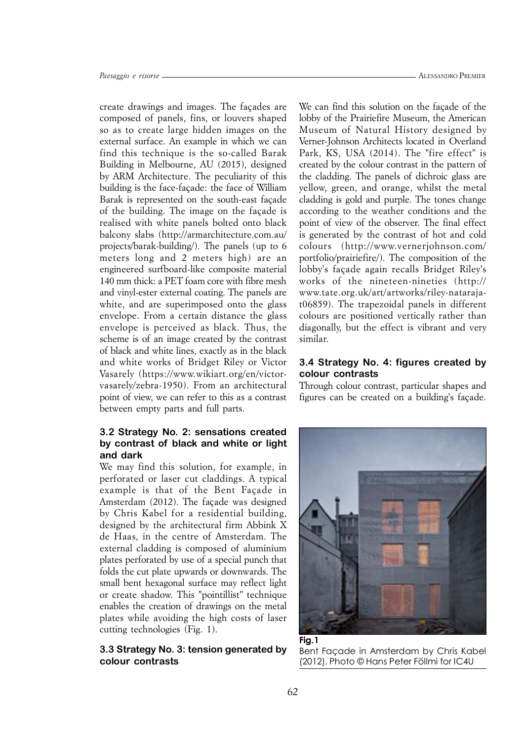create drawings and images. The façades are composed of panels, fins, or louvers shaped so as to create large hidden images on the external surface. An example in which we can find this technique is the so-called Barak Building in Melbourne, AU (2015), designed by ARM Architecture. The peculiarity of this building is the face-façade: the face of William Barak is represented on the south-east façade of the building. The image on the façade is realised with white panels bolted onto black balcony slabs (http://armarchitecture.com.au/projects/barak-building/). The panels (up to 6 meters long and 2 meters high) are an engineered surfboard-like composite material 140 mm thick: a PET foam core with fibre mesh and vinyl-ester external coating. The panels are white, and are superimposed onto the glass envelope. From a certain distance the glass envelope is perceived as black. Thus, the scheme is of an image created by the contrast of black and white lines, exactly as in the black and white works of Bridget Riley or Victor Vasarely (https://www.wikiart.org/en/victor-vasarely/zebra-1950). From an architectural point of view, we can refer to this as a contrast between empty parts and full parts.

### 3.2 Strategy No. 2: sensations created by contrast of black and white or light and dark

We may find this solution, for example, in perforated or laser cut claddings. A typical example is that of the Bent Façade in Amsterdam (2012). The façade was designed by Chris Kabel for a residential building, designed by the architectural firm Abbink X de Haas, in the centre of Amsterdam. The external cladding is composed of aluminium plates perforated by use of a special punch that folds the cut plate upwards or downwards. The small bent hexagonal surface may reflect light or create shadow. This "pointillist" technique enables the creation of drawings on the metal plates while avoiding the high costs of laser cutting technologies (Fig. 1).

### 3.3 Strategy No. 3: tension generated by colour contrasts

We can find this solution on the façade of the lobby of the Prairiefire Museum, the American Museum of Natural History designed by Verner-Johnson Architects located in Overland Park, KS, USA (2014). The "fire effect" is created by the colour contrast in the pattern of the cladding. The panels of dichroic glass are yellow, green, and orange, whilst the metal cladding is gold and purple. The tones change according to the weather conditions and the point of view of the observer. The final effect is generated by the contrast of hot and cold colours (http://www.vernerjohnson.com/portfolio/prairiefire/). The composition of the lobby's façade again recalls Bridget Riley's works of the nineteen-nineties (http://www.tate.org.uk/art/artworks/riley-nataraja-t06859). The trapezoidal panels in different colours are positioned vertically rather than diagonally, but the effect is vibrant and very similar.

### 3.4 Strategy No. 4: figures created by colour contrasts

Through colour contrast, particular shapes and figures can be created on a building's façade.

**Fig.1**
Bent Façade in Amsterdam by Chris Kabel (2012). Photo © Hans Peter Föllmi for IC4U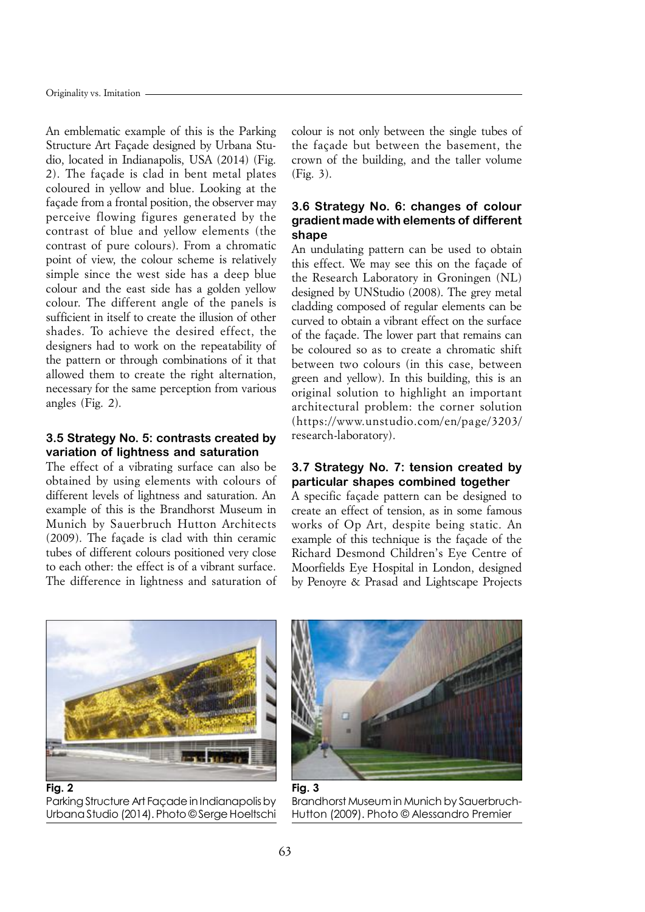An emblematic example of this is the Parking Structure Art Façade designed by Urbana Studio, located in Indianapolis, USA (2014) (Fig. 2). The façade is clad in bent metal plates coloured in yellow and blue. Looking at the façade from a frontal position, the observer may perceive flowing figures generated by the contrast of blue and yellow elements (the contrast of pure colours). From a chromatic point of view, the colour scheme is relatively simple since the west side has a deep blue colour and the east side has a golden yellow colour. The different angle of the panels is sufficient in itself to create the illusion of other shades. To achieve the desired effect, the designers had to work on the repeatability of the pattern or through combinations of it that allowed them to create the right alternation, necessary for the same perception from various angles (Fig. 2).

### 3.5 Strategy No. 5: contrasts created by variation of lightness and saturation

The effect of a vibrating surface can also be obtained by using elements with colours of different levels of lightness and saturation. An example of this is the Brandhorst Museum in Munich by Sauerbruch Hutton Architects (2009). The façade is clad with thin ceramic tubes of different colours positioned very close to each other: the effect is of a vibrant surface. The difference in lightness and saturation of colour is not only between the single tubes of the façade but between the basement, the crown of the building, and the taller volume (Fig. 3).

### 3.6 Strategy No. 6: changes of colour gradient made with elements of different shape

An undulating pattern can be used to obtain this effect. We may see this on the façade of the Research Laboratory in Groningen (NL) designed by UNStudio (2008). The grey metal cladding composed of regular elements can be curved to obtain a vibrant effect on the surface of the façade. The lower part that remains can be coloured so as to create a chromatic shift between two colours (in this case, between green and yellow). In this building, this is an original solution to highlight an important architectural problem: the corner solution (https://www.unstudio.com/en/page/3203/research-laboratory).

### 3.7 Strategy No. 7: tension created by particular shapes combined together

A specific façade pattern can be designed to create an effect of tension, as in some famous works of Op Art, despite being static. An example of this technique is the façade of the Richard Desmond Children's Eye Centre of Moorfields Eye Hospital in London, designed by Penoyre & Prasad and Lightscape Projects

**Fig. 2**
Parking Structure Art Façade in Indianapolis by Urbana Studio (2014). Photo © Serge Hoeltschi

**Fig. 3**
Brandhorst Museum in Munich by Sauerbruch-Hutton (2009). Photo © Alessandro Premier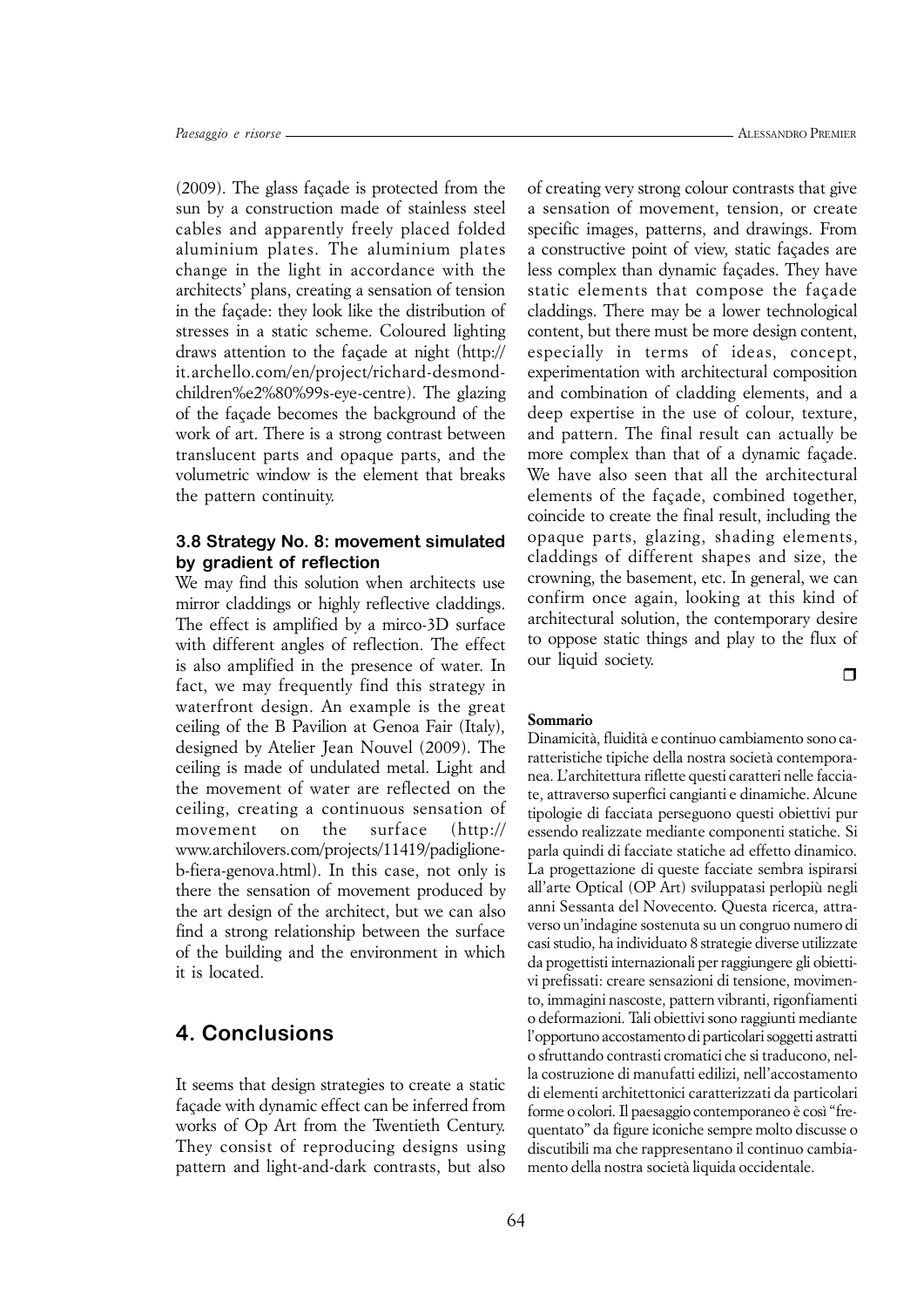(2009). The glass façade is protected from the sun by a construction made of stainless steel cables and apparently freely placed folded aluminium plates. The aluminium plates change in the light in accordance with the architects' plans, creating a sensation of tension in the façade: they look like the distribution of stresses in a static scheme. Coloured lighting draws attention to the façade at night (http://it.archello.com/en/project/richard-desmond-children%e2%80%99s-eye-centre). The glazing of the façade becomes the background of the work of art. There is a strong contrast between translucent parts and opaque parts, and the volumetric window is the element that breaks the pattern continuity.

### 3.8 Strategy No. 8: movement simulated by gradient of reflection

We may find this solution when architects use mirror claddings or highly reflective claddings. The effect is amplified by a mirco-3D surface with different angles of reflection. The effect is also amplified in the presence of water. In fact, we may frequently find this strategy in waterfront design. An example is the great ceiling of the B Pavilion at Genoa Fair (Italy), designed by Atelier Jean Nouvel (2009). The ceiling is made of undulated metal. Light and the movement of water are reflected on the ceiling, creating a continuous sensation of movement on the surface (http://www.archilovers.com/projects/11419/padiglione-b-fiera-genova.html). In this case, not only is there the sensation of movement produced by the art design of the architect, but we can also find a strong relationship between the surface of the building and the environment in which it is located.

## 4. Conclusions

It seems that design strategies to create a static façade with dynamic effect can be inferred from works of Op Art from the Twentieth Century. They consist of reproducing designs using pattern and light-and-dark contrasts, but also of creating very strong colour contrasts that give a sensation of movement, tension, or create specific images, patterns, and drawings. From a constructive point of view, static façades are less complex than dynamic façades. They have static elements that compose the façade claddings. There may be a lower technological content, but there must be more design content, especially in terms of ideas, concept, experimentation with architectural composition and combination of cladding elements, and a deep expertise in the use of colour, texture, and pattern. The final result can actually be more complex than that of a dynamic façade. We have also seen that all the architectural elements of the façade, combined together, coincide to create the final result, including the opaque parts, glazing, shading elements, claddings of different shapes and size, the crowning, the basement, etc. In general, we can confirm once again, looking at this kind of architectural solution, the contemporary desire to oppose static things and play to the flux of our liquid society.

❒

**Sommario**

Dinamicità, fluidità e continuo cambiamento sono caratteristiche tipiche della nostra società contemporanea. L'architettura riflette questi caratteri nelle facciate, attraverso superfici cangianti e dinamiche. Alcune tipologie di facciata perseguono questi obiettivi pur essendo realizzate mediante componenti statiche. Si parla quindi di facciate statiche ad effetto dinamico. La progettazione di queste facciate sembra ispirarsi all'arte Optical (OP Art) sviluppatasi perlopiù negli anni Sessanta del Novecento. Questa ricerca, attraverso un'indagine sostenuta su un congruo numero di casi studio, ha individuato 8 strategie diverse utilizzate da progettisti internazionali per raggiungere gli obiettivi prefissati: creare sensazioni di tensione, movimento, immagini nascoste, pattern vibranti, rigonfiamenti o deformazioni. Tali obiettivi sono raggiunti mediante l'opportuno accostamento di particolari soggetti astratti o sfruttando contrasti cromatici che si traducono, nella costruzione di manufatti edilizi, nell'accostamento di elementi architettonici caratterizzati da particolari forme o colori. Il paesaggio contemporaneo è così "frequentato" da figure iconiche sempre molto discusse o discutibili ma che rappresentano il continuo cambiamento della nostra società liquida occidentale.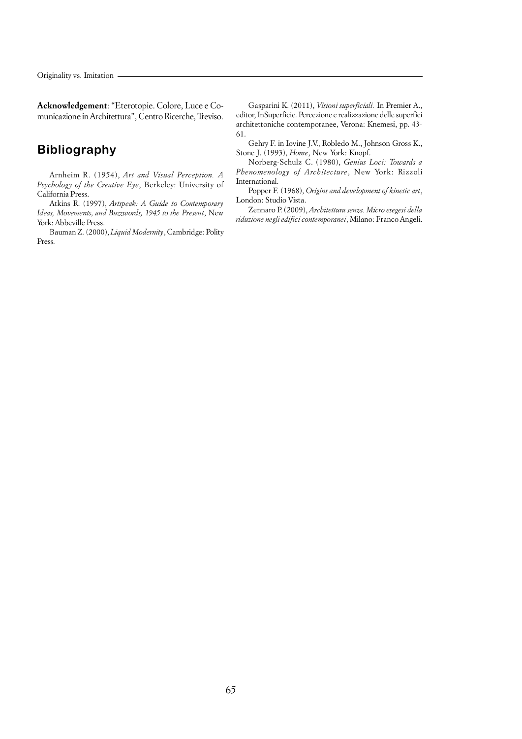**Acknowledgement**: "Eterotopie. Colore, Luce e Comunicazione in Architettura", Centro Ricerche, Treviso.

## Bibliography

Arnheim R. (1954), *Art and Visual Perception. A Psychology of the Creative Eye*, Berkeley: University of California Press.

Atkins R. (1997), *Artspeak: A Guide to Contemporary Ideas, Movements, and Buzzwords, 1945 to the Present*, New York: Abbeville Press.

Bauman Z. (2000), *Liquid Modernity*, Cambridge: Polity Press.

Gasparini K. (2011), *Visioni superficiali.* In Premier A., editor, InSuperficie. Percezione e realizzazione delle superfici architettoniche contemporanee, Verona: Knemesi, pp. 43-61.

Gehry F. in Iovine J.V., Robledo M., Johnson Gross K., Stone J. (1993), *Home*, New York: Knopf.

Norberg-Schulz C. (1980), *Genius Loci: Towards a Phenomenology of Architecture*, New York: Rizzoli International.

Popper F. (1968), *Origins and development of kinetic art*, London: Studio Vista.

Zennaro P. (2009), *Architettura senza. Micro esegesi della riduzione negli edifici contemporanei*, Milano: Franco Angeli.